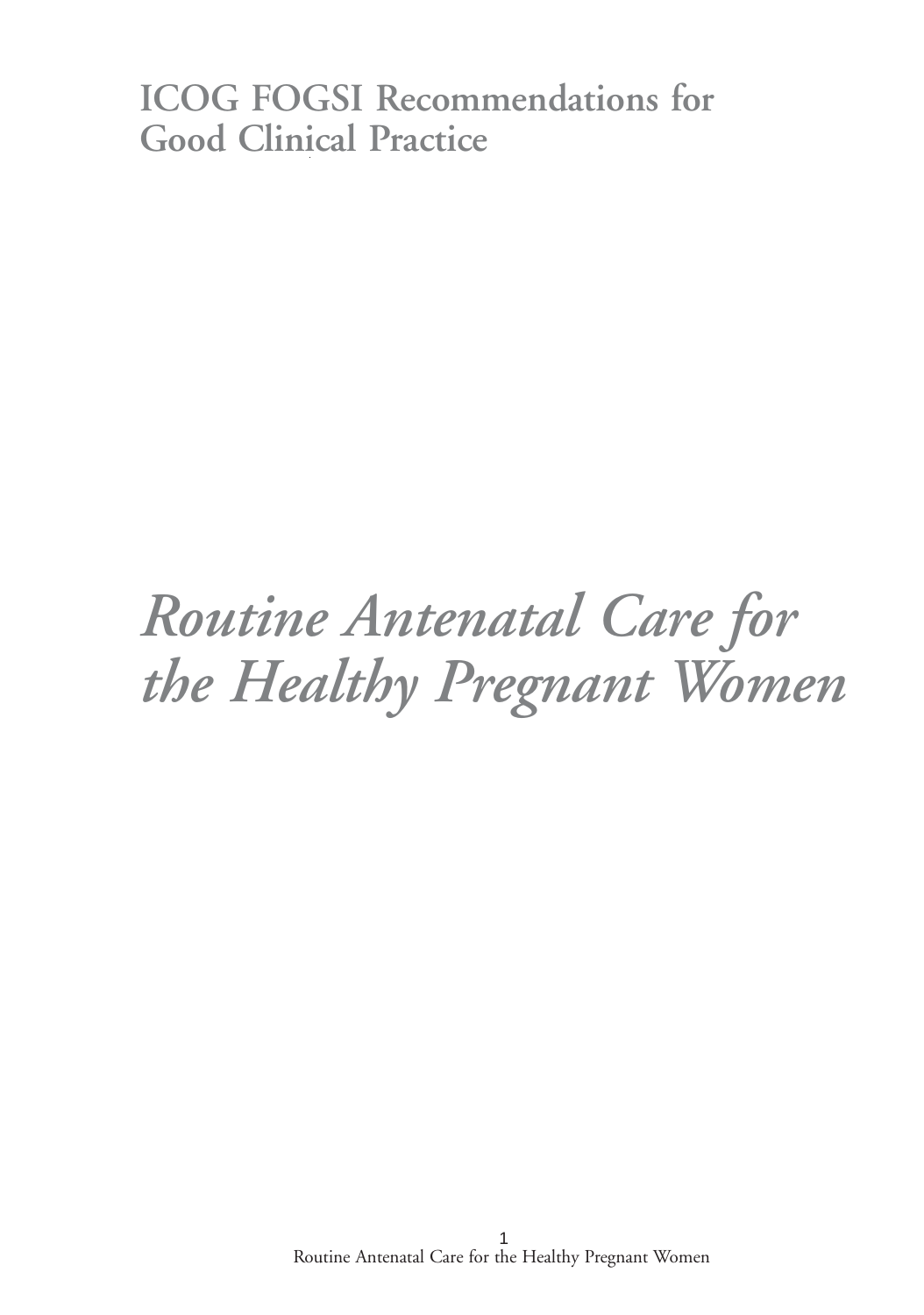# ICOG FOGSI Recommendations for Good Clinical Practice

# *Routine Antenatal Care for the Healthy Pregnant Women*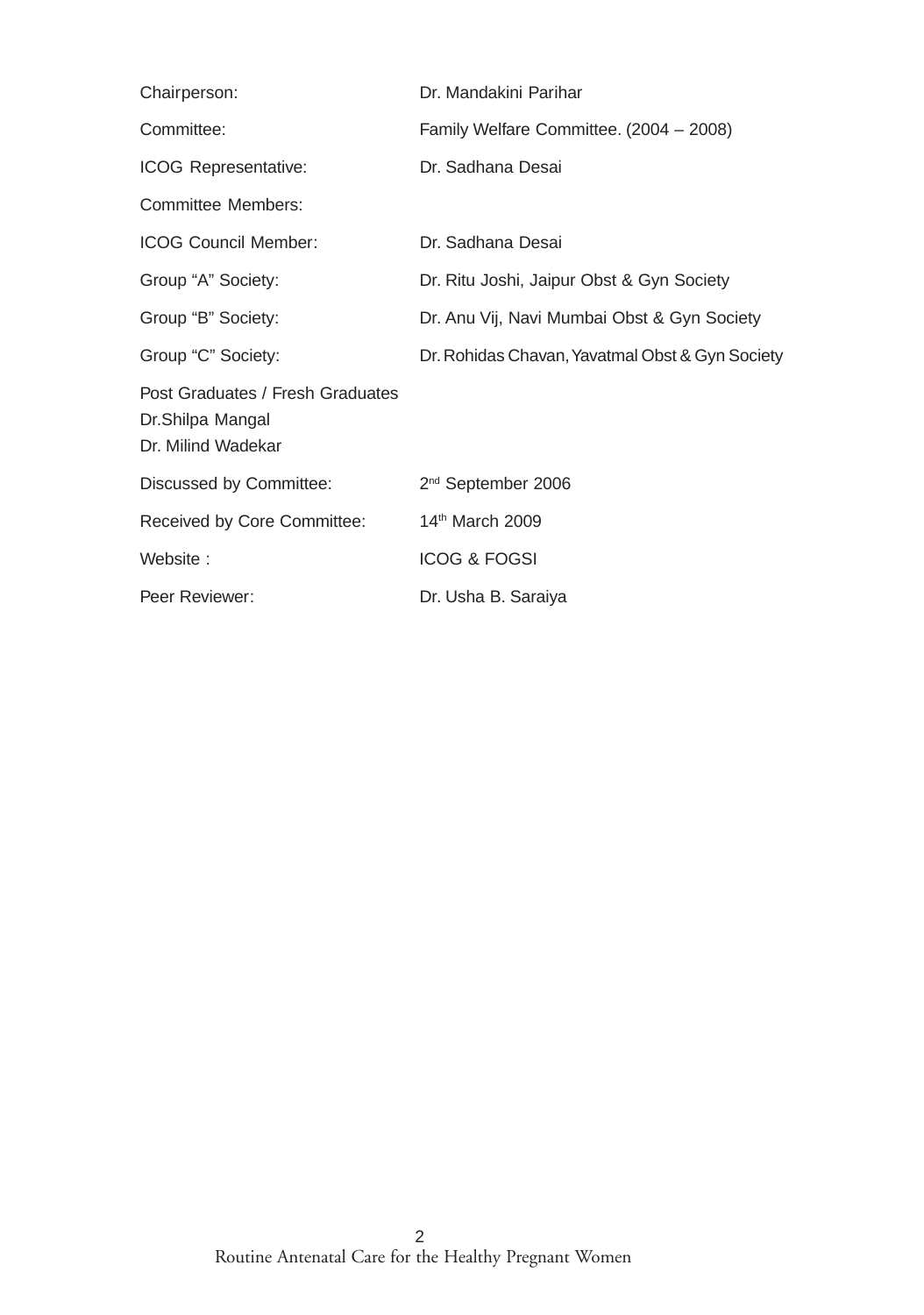| | |
|---|---|
| Chairperson: | Dr. Mandakini Parihar |
| Committee: | Family Welfare Committee. (2004 – 2008) |
| ICOG Representative: | Dr. Sadhana Desai |
| Committee Members: | |
| ICOG Council Member: | Dr. Sadhana Desai |
| Group “A” Society: | Dr. Ritu Joshi, Jaipur Obst & Gyn Society |
| Group “B” Society: | Dr. Anu Vij, Navi Mumbai Obst & Gyn Society |
| Group “C” Society: | Dr. Rohidas Chavan, Yavatmal Obst & Gyn Society |
| Post Graduates / Fresh Graduates<br>Dr.Shilpa Mangal<br>Dr. Milind Wadekar | |
| Discussed by Committee: | 2nd September 2006 |
| Received by Core Committee: | 14th March 2009 |
| Website : | ICOG & FOGSI |
| Peer Reviewer: | Dr. Usha B. Saraiya |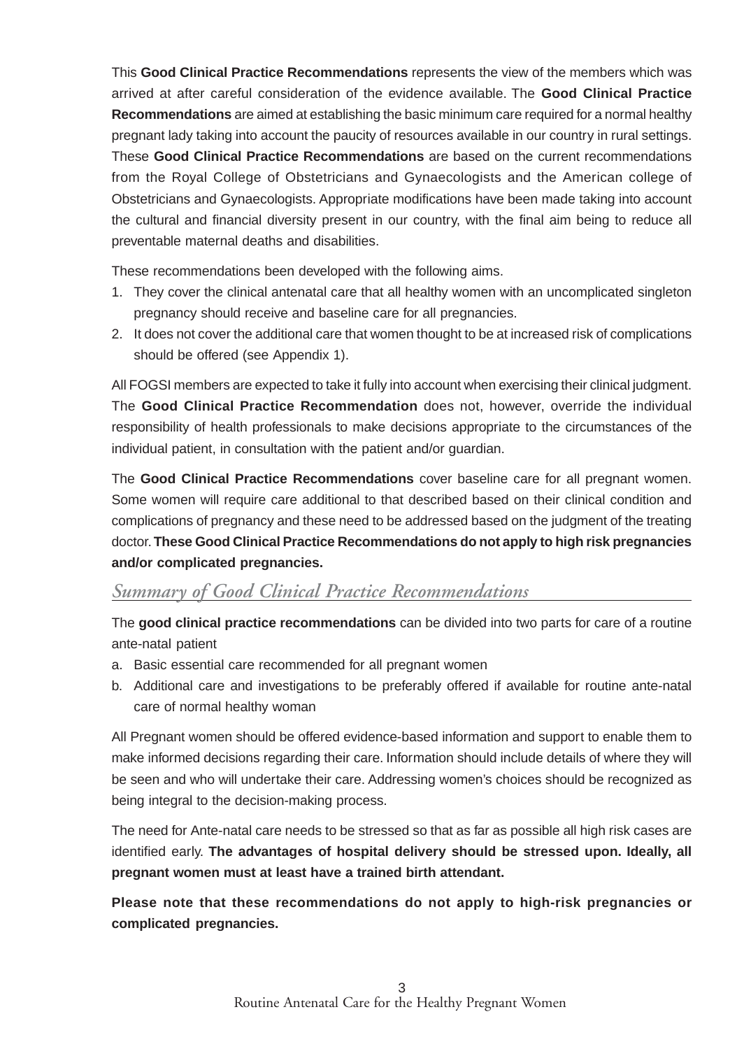This **Good Clinical Practice Recommendations** represents the view of the members which was arrived at after careful consideration of the evidence available. The **Good Clinical Practice Recommendations** are aimed at establishing the basic minimum care required for a normal healthy pregnant lady taking into account the paucity of resources available in our country in rural settings. These **Good Clinical Practice Recommendations** are based on the current recommendations from the Royal College of Obstetricians and Gynaecologists and the American college of Obstetricians and Gynaecologists. Appropriate modifications have been made taking into account the cultural and financial diversity present in our country, with the final aim being to reduce all preventable maternal deaths and disabilities.

These recommendations been developed with the following aims.

1. They cover the clinical antenatal care that all healthy women with an uncomplicated singleton pregnancy should receive and baseline care for all pregnancies.
2. It does not cover the additional care that women thought to be at increased risk of complications should be offered (see Appendix 1).

All FOGSI members are expected to take it fully into account when exercising their clinical judgment. The **Good Clinical Practice Recommendation** does not, however, override the individual responsibility of health professionals to make decisions appropriate to the circumstances of the individual patient, in consultation with the patient and/or guardian.

The **Good Clinical Practice Recommendations** cover baseline care for all pregnant women. Some women will require care additional to that described based on their clinical condition and complications of pregnancy and these need to be addressed based on the judgment of the treating doctor. **These Good Clinical Practice Recommendations do not apply to high risk pregnancies and/or complicated pregnancies.**

## *Summary of Good Clinical Practice Recommendations*

The **good clinical practice recommendations** can be divided into two parts for care of a routine ante-natal patient

a. Basic essential care recommended for all pregnant women
b. Additional care and investigations to be preferably offered if available for routine ante-natal care of normal healthy woman

All Pregnant women should be offered evidence-based information and support to enable them to make informed decisions regarding their care. Information should include details of where they will be seen and who will undertake their care. Addressing women's choices should be recognized as being integral to the decision-making process.

The need for Ante-natal care needs to be stressed so that as far as possible all high risk cases are identified early. **The advantages of hospital delivery should be stressed upon. Ideally, all pregnant women must at least have a trained birth attendant.**

**Please note that these recommendations do not apply to high-risk pregnancies or complicated pregnancies.**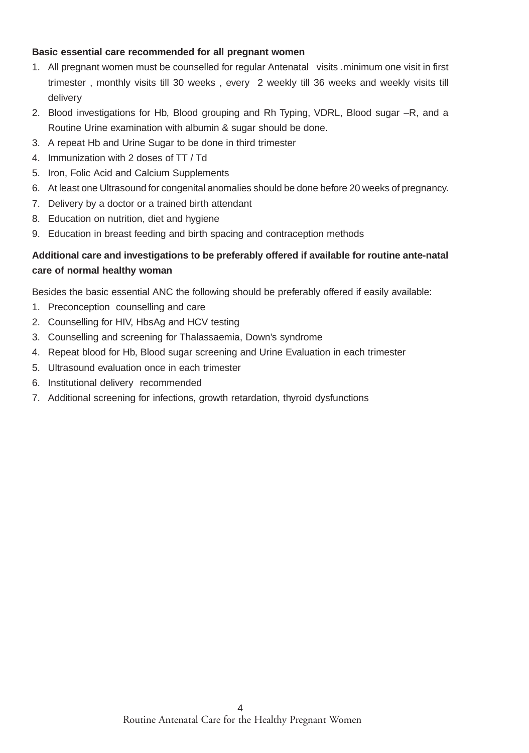**Basic essential care recommended for all pregnant women**

1. All pregnant women must be counselled for regular Antenatal visits .minimum one visit in first trimester , monthly visits till 30 weeks , every 2 weekly till 36 weeks and weekly visits till delivery
2. Blood investigations for Hb, Blood grouping and Rh Typing, VDRL, Blood sugar –R, and a Routine Urine examination with albumin & sugar should be done.
3. A repeat Hb and Urine Sugar to be done in third trimester
4. Immunization with 2 doses of TT / Td
5. Iron, Folic Acid and Calcium Supplements
6. At least one Ultrasound for congenital anomalies should be done before 20 weeks of pregnancy.
7. Delivery by a doctor or a trained birth attendant
8. Education on nutrition, diet and hygiene
9. Education in breast feeding and birth spacing and contraception methods

**Additional care and investigations to be preferably offered if available for routine ante-natal care of normal healthy woman**

Besides the basic essential ANC the following should be preferably offered if easily available:

1. Preconception counselling and care
2. Counselling for HIV, HbsAg and HCV testing
3. Counselling and screening for Thalassaemia, Down's syndrome
4. Repeat blood for Hb, Blood sugar screening and Urine Evaluation in each trimester
5. Ultrasound evaluation once in each trimester
6. Institutional delivery recommended
7. Additional screening for infections, growth retardation, thyroid dysfunctions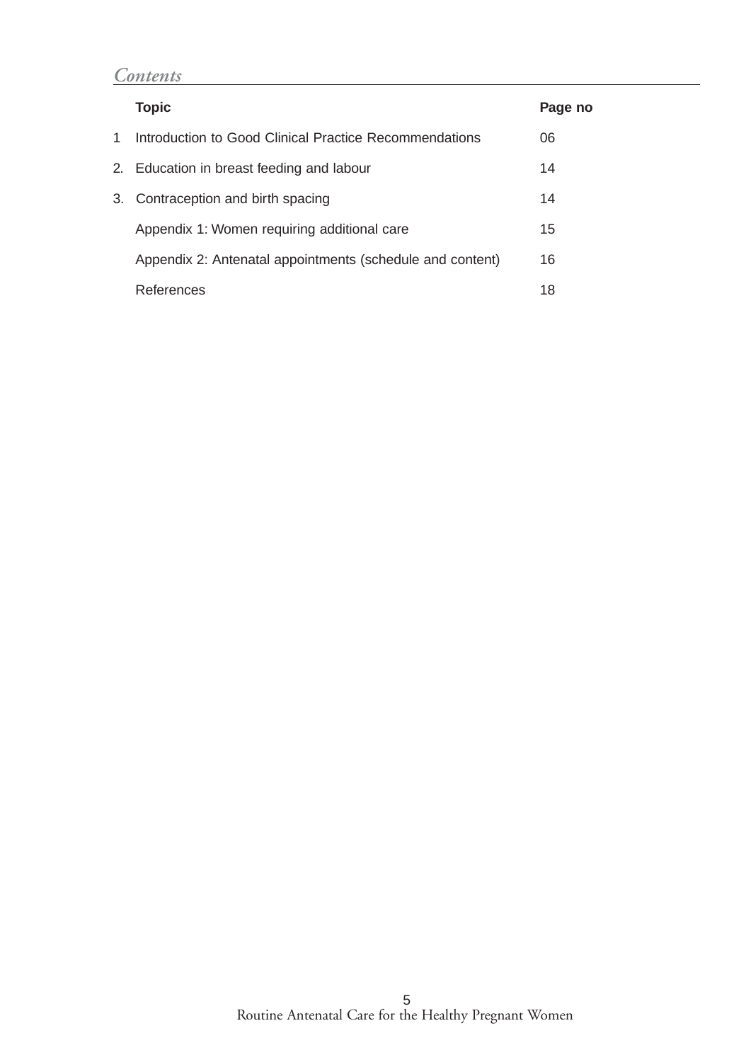## *Contents*

|  | Topic | Page no |
|---|---|---|
| 1 | Introduction to Good Clinical Practice Recommendations | 06 |
| 2. | Education in breast feeding and labour | 14 |
| 3. | Contraception and birth spacing | 14 |
|  | Appendix 1: Women requiring additional care | 15 |
|  | Appendix 2: Antenatal appointments (schedule and content) | 16 |
|  | References | 18 |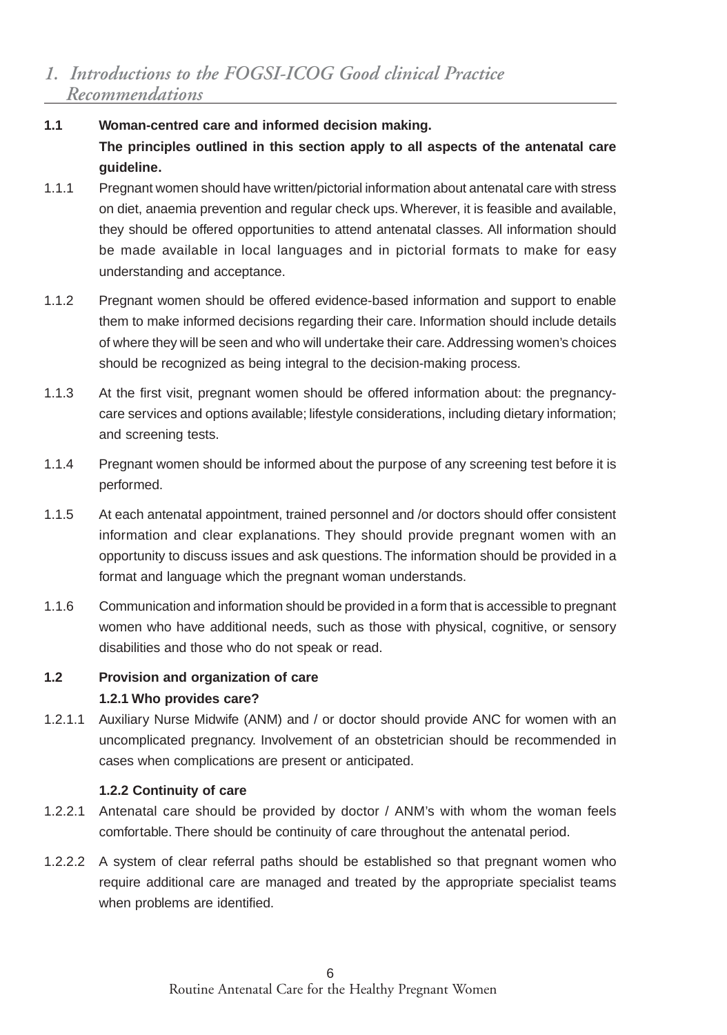# *1. Introductions to the FOGSI-ICOG Good clinical Practice Recommendations*

**1.1 Woman-centred care and informed decision making.**

**The principles outlined in this section apply to all aspects of the antenatal care guideline.**

1.1.1 Pregnant women should have written/pictorial information about antenatal care with stress on diet, anaemia prevention and regular check ups. Wherever, it is feasible and available, they should be offered opportunities to attend antenatal classes. All information should be made available in local languages and in pictorial formats to make for easy understanding and acceptance.

1.1.2 Pregnant women should be offered evidence-based information and support to enable them to make informed decisions regarding their care. Information should include details of where they will be seen and who will undertake their care. Addressing women's choices should be recognized as being integral to the decision-making process.

1.1.3 At the first visit, pregnant women should be offered information about: the pregnancy-care services and options available; lifestyle considerations, including dietary information; and screening tests.

1.1.4 Pregnant women should be informed about the purpose of any screening test before it is performed.

1.1.5 At each antenatal appointment, trained personnel and /or doctors should offer consistent information and clear explanations. They should provide pregnant women with an opportunity to discuss issues and ask questions. The information should be provided in a format and language which the pregnant woman understands.

1.1.6 Communication and information should be provided in a form that is accessible to pregnant women who have additional needs, such as those with physical, cognitive, or sensory disabilities and those who do not speak or read.

**1.2 Provision and organization of care**

**1.2.1 Who provides care?**

1.2.1.1 Auxiliary Nurse Midwife (ANM) and / or doctor should provide ANC for women with an uncomplicated pregnancy. Involvement of an obstetrician should be recommended in cases when complications are present or anticipated.

**1.2.2 Continuity of care**

1.2.2.1 Antenatal care should be provided by doctor / ANM's with whom the woman feels comfortable. There should be continuity of care throughout the antenatal period.

1.2.2.2 A system of clear referral paths should be established so that pregnant women who require additional care are managed and treated by the appropriate specialist teams when problems are identified.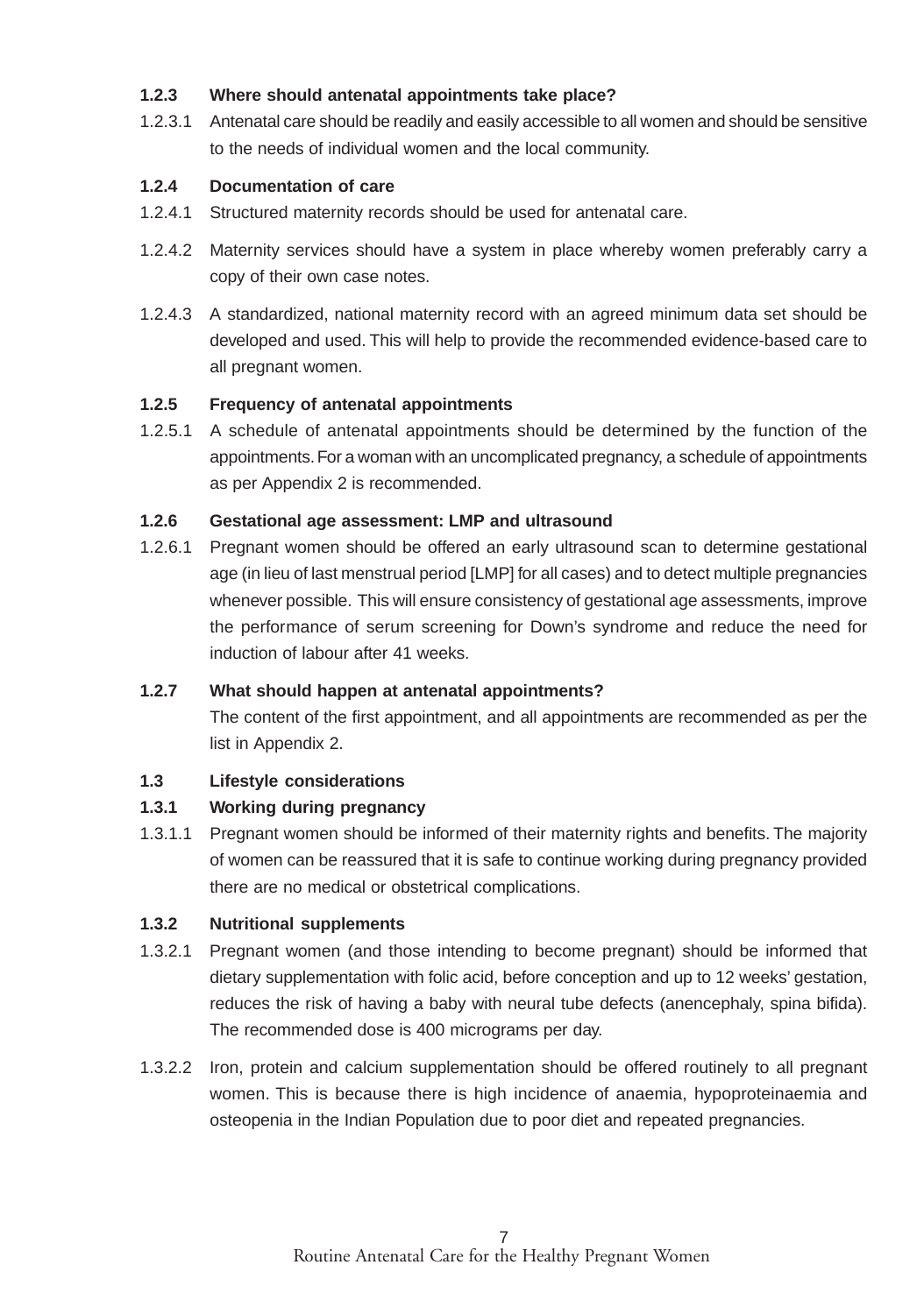### 1.2.3 Where should antenatal appointments take place?

1.2.3.1 Antenatal care should be readily and easily accessible to all women and should be sensitive to the needs of individual women and the local community.

### 1.2.4 Documentation of care

1.2.4.1 Structured maternity records should be used for antenatal care.

1.2.4.2 Maternity services should have a system in place whereby women preferably carry a copy of their own case notes.

1.2.4.3 A standardized, national maternity record with an agreed minimum data set should be developed and used. This will help to provide the recommended evidence-based care to all pregnant women.

### 1.2.5 Frequency of antenatal appointments

1.2.5.1 A schedule of antenatal appointments should be determined by the function of the appointments. For a woman with an uncomplicated pregnancy, a schedule of appointments as per Appendix 2 is recommended.

### 1.2.6 Gestational age assessment: LMP and ultrasound

1.2.6.1 Pregnant women should be offered an early ultrasound scan to determine gestational age (in lieu of last menstrual period [LMP] for all cases) and to detect multiple pregnancies whenever possible. This will ensure consistency of gestational age assessments, improve the performance of serum screening for Down's syndrome and reduce the need for induction of labour after 41 weeks.

### 1.2.7 What should happen at antenatal appointments?

The content of the first appointment, and all appointments are recommended as per the list in Appendix 2.

## 1.3 Lifestyle considerations

### 1.3.1 Working during pregnancy

1.3.1.1 Pregnant women should be informed of their maternity rights and benefits. The majority of women can be reassured that it is safe to continue working during pregnancy provided there are no medical or obstetrical complications.

### 1.3.2 Nutritional supplements

1.3.2.1 Pregnant women (and those intending to become pregnant) should be informed that dietary supplementation with folic acid, before conception and up to 12 weeks' gestation, reduces the risk of having a baby with neural tube defects (anencephaly, spina bifida). The recommended dose is 400 micrograms per day.

1.3.2.2 Iron, protein and calcium supplementation should be offered routinely to all pregnant women. This is because there is high incidence of anaemia, hypoproteinaemia and osteopenia in the Indian Population due to poor diet and repeated pregnancies.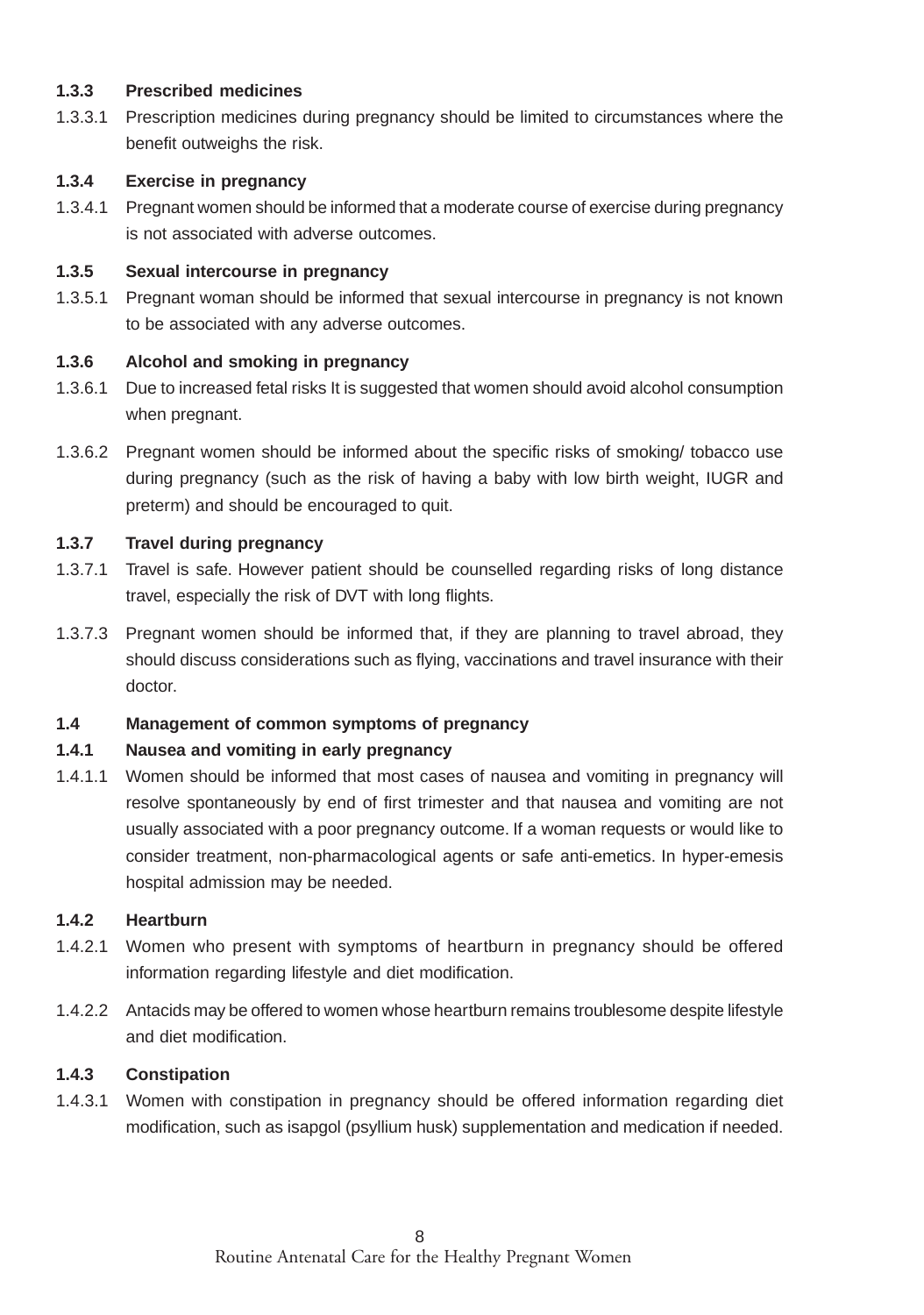### 1.3.3 Prescribed medicines

1.3.3.1 Prescription medicines during pregnancy should be limited to circumstances where the benefit outweighs the risk.

### 1.3.4 Exercise in pregnancy

1.3.4.1 Pregnant women should be informed that a moderate course of exercise during pregnancy is not associated with adverse outcomes.

### 1.3.5 Sexual intercourse in pregnancy

1.3.5.1 Pregnant woman should be informed that sexual intercourse in pregnancy is not known to be associated with any adverse outcomes.

### 1.3.6 Alcohol and smoking in pregnancy

1.3.6.1 Due to increased fetal risks It is suggested that women should avoid alcohol consumption when pregnant.

1.3.6.2 Pregnant women should be informed about the specific risks of smoking/ tobacco use during pregnancy (such as the risk of having a baby with low birth weight, IUGR and preterm) and should be encouraged to quit.

### 1.3.7 Travel during pregnancy

1.3.7.1 Travel is safe. However patient should be counselled regarding risks of long distance travel, especially the risk of DVT with long flights.

1.3.7.3 Pregnant women should be informed that, if they are planning to travel abroad, they should discuss considerations such as flying, vaccinations and travel insurance with their doctor.

## 1.4 Management of common symptoms of pregnancy

### 1.4.1 Nausea and vomiting in early pregnancy

1.4.1.1 Women should be informed that most cases of nausea and vomiting in pregnancy will resolve spontaneously by end of first trimester and that nausea and vomiting are not usually associated with a poor pregnancy outcome. If a woman requests or would like to consider treatment, non-pharmacological agents or safe anti-emetics. In hyper-emesis hospital admission may be needed.

### 1.4.2 Heartburn

1.4.2.1 Women who present with symptoms of heartburn in pregnancy should be offered information regarding lifestyle and diet modification.

1.4.2.2 Antacids may be offered to women whose heartburn remains troublesome despite lifestyle and diet modification.

### 1.4.3 Constipation

1.4.3.1 Women with constipation in pregnancy should be offered information regarding diet modification, such as isapgol (psyllium husk) supplementation and medication if needed.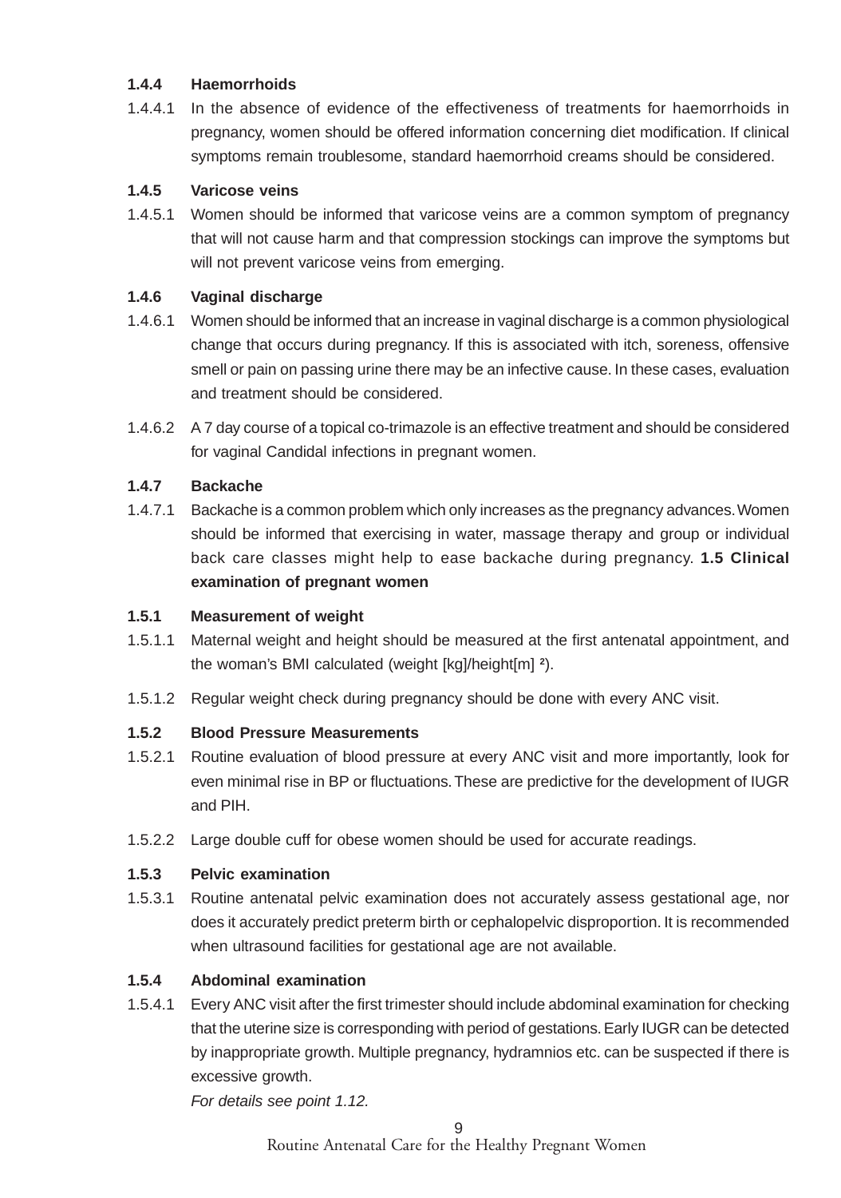### 1.4.4 Haemorrhoids

1.4.4.1 In the absence of evidence of the effectiveness of treatments for haemorrhoids in pregnancy, women should be offered information concerning diet modification. If clinical symptoms remain troublesome, standard haemorrhoid creams should be considered.

### 1.4.5 Varicose veins

1.4.5.1 Women should be informed that varicose veins are a common symptom of pregnancy that will not cause harm and that compression stockings can improve the symptoms but will not prevent varicose veins from emerging.

### 1.4.6 Vaginal discharge

1.4.6.1 Women should be informed that an increase in vaginal discharge is a common physiological change that occurs during pregnancy. If this is associated with itch, soreness, offensive smell or pain on passing urine there may be an infective cause. In these cases, evaluation and treatment should be considered.

1.4.6.2 A 7 day course of a topical co-trimazole is an effective treatment and should be considered for vaginal Candidal infections in pregnant women.

### 1.4.7 Backache

1.4.7.1 Backache is a common problem which only increases as the pregnancy advances. Women should be informed that exercising in water, massage therapy and group or individual back care classes might help to ease backache during pregnancy. **1.5 Clinical examination of pregnant women**

### 1.5.1 Measurement of weight

1.5.1.1 Maternal weight and height should be measured at the first antenatal appointment, and the woman's BMI calculated (weight [kg]/height[m] $^2$).

1.5.1.2 Regular weight check during pregnancy should be done with every ANC visit.

### 1.5.2 Blood Pressure Measurements

1.5.2.1 Routine evaluation of blood pressure at every ANC visit and more importantly, look for even minimal rise in BP or fluctuations. These are predictive for the development of IUGR and PIH.

1.5.2.2 Large double cuff for obese women should be used for accurate readings.

### 1.5.3 Pelvic examination

1.5.3.1 Routine antenatal pelvic examination does not accurately assess gestational age, nor does it accurately predict preterm birth or cephalopelvic disproportion. It is recommended when ultrasound facilities for gestational age are not available.

### 1.5.4 Abdominal examination

1.5.4.1 Every ANC visit after the first trimester should include abdominal examination for checking that the uterine size is corresponding with period of gestations. Early IUGR can be detected by inappropriate growth. Multiple pregnancy, hydramnios etc. can be suspected if there is excessive growth.

*For details see point 1.12.*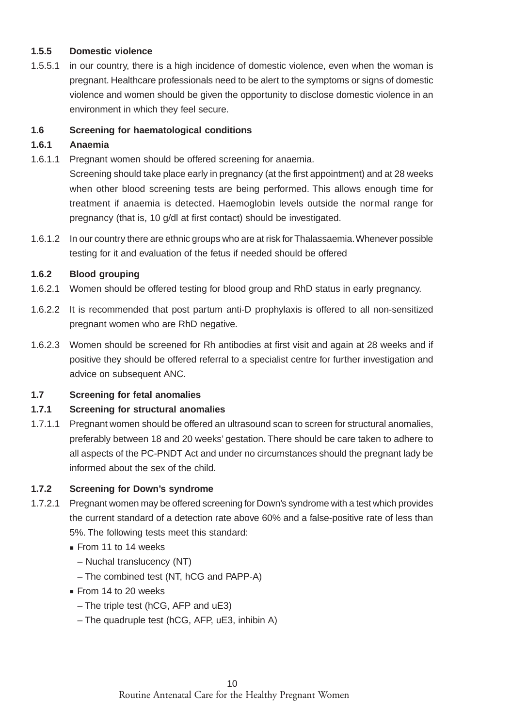### 1.5.5 Domestic violence

1.5.5.1 in our country, there is a high incidence of domestic violence, even when the woman is pregnant. Healthcare professionals need to be alert to the symptoms or signs of domestic violence and women should be given the opportunity to disclose domestic violence in an environment in which they feel secure.

## 1.6 Screening for haematological conditions

### 1.6.1 Anaemia

1.6.1.1 Pregnant women should be offered screening for anaemia.
Screening should take place early in pregnancy (at the first appointment) and at 28 weeks when other blood screening tests are being performed. This allows enough time for treatment if anaemia is detected. Haemoglobin levels outside the normal range for pregnancy (that is, 10 g/dl at first contact) should be investigated.

1.6.1.2 In our country there are ethnic groups who are at risk for Thalassaemia. Whenever possible testing for it and evaluation of the fetus if needed should be offered

### 1.6.2 Blood grouping

1.6.2.1 Women should be offered testing for blood group and RhD status in early pregnancy.

1.6.2.2 It is recommended that post partum anti-D prophylaxis is offered to all non-sensitized pregnant women who are RhD negative.

1.6.2.3 Women should be screened for Rh antibodies at first visit and again at 28 weeks and if positive they should be offered referral to a specialist centre for further investigation and advice on subsequent ANC.

## 1.7 Screening for fetal anomalies

### 1.7.1 Screening for structural anomalies

1.7.1.1 Pregnant women should be offered an ultrasound scan to screen for structural anomalies, preferably between 18 and 20 weeks' gestation. There should be care taken to adhere to all aspects of the PC-PNDT Act and under no circumstances should the pregnant lady be informed about the sex of the child.

### 1.7.2 Screening for Down's syndrome

1.7.2.1 Pregnant women may be offered screening for Down's syndrome with a test which provides the current standard of a detection rate above 60% and a false-positive rate of less than 5%. The following tests meet this standard:

- From 11 to 14 weeks
  - Nuchal translucency (NT)
  - The combined test (NT, hCG and PAPP-A)
- From 14 to 20 weeks
  - The triple test (hCG, AFP and uE3)
  - The quadruple test (hCG, AFP, uE3, inhibin A)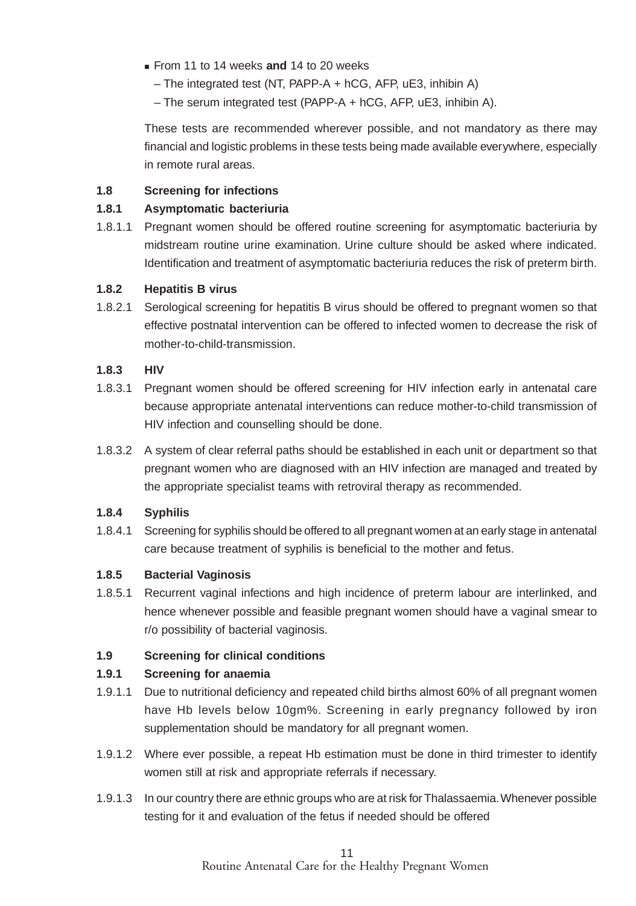- From 11 to 14 weeks **and** 14 to 20 weeks
  - – The integrated test (NT, PAPP-A + hCG, AFP, uE3, inhibin A)
  - – The serum integrated test (PAPP-A + hCG, AFP, uE3, inhibin A).

These tests are recommended wherever possible, and not mandatory as there may financial and logistic problems in these tests being made available everywhere, especially in remote rural areas.

### 1.8 Screening for infections

#### 1.8.1 Asymptomatic bacteriuria

1.8.1.1 Pregnant women should be offered routine screening for asymptomatic bacteriuria by midstream routine urine examination. Urine culture should be asked where indicated. Identification and treatment of asymptomatic bacteriuria reduces the risk of preterm birth.

#### 1.8.2 Hepatitis B virus

1.8.2.1 Serological screening for hepatitis B virus should be offered to pregnant women so that effective postnatal intervention can be offered to infected women to decrease the risk of mother-to-child-transmission.

#### 1.8.3 HIV

1.8.3.1 Pregnant women should be offered screening for HIV infection early in antenatal care because appropriate antenatal interventions can reduce mother-to-child transmission of HIV infection and counselling should be done.

1.8.3.2 A system of clear referral paths should be established in each unit or department so that pregnant women who are diagnosed with an HIV infection are managed and treated by the appropriate specialist teams with retroviral therapy as recommended.

#### 1.8.4 Syphilis

1.8.4.1 Screening for syphilis should be offered to all pregnant women at an early stage in antenatal care because treatment of syphilis is beneficial to the mother and fetus.

#### 1.8.5 Bacterial Vaginosis

1.8.5.1 Recurrent vaginal infections and high incidence of preterm labour are interlinked, and hence whenever possible and feasible pregnant women should have a vaginal smear to r/o possibility of bacterial vaginosis.

### 1.9 Screening for clinical conditions

#### 1.9.1 Screening for anaemia

1.9.1.1 Due to nutritional deficiency and repeated child births almost 60% of all pregnant women have Hb levels below 10gm%. Screening in early pregnancy followed by iron supplementation should be mandatory for all pregnant women.

1.9.1.2 Where ever possible, a repeat Hb estimation must be done in third trimester to identify women still at risk and appropriate referrals if necessary.

1.9.1.3 In our country there are ethnic groups who are at risk for Thalassaemia. Whenever possible testing for it and evaluation of the fetus if needed should be offered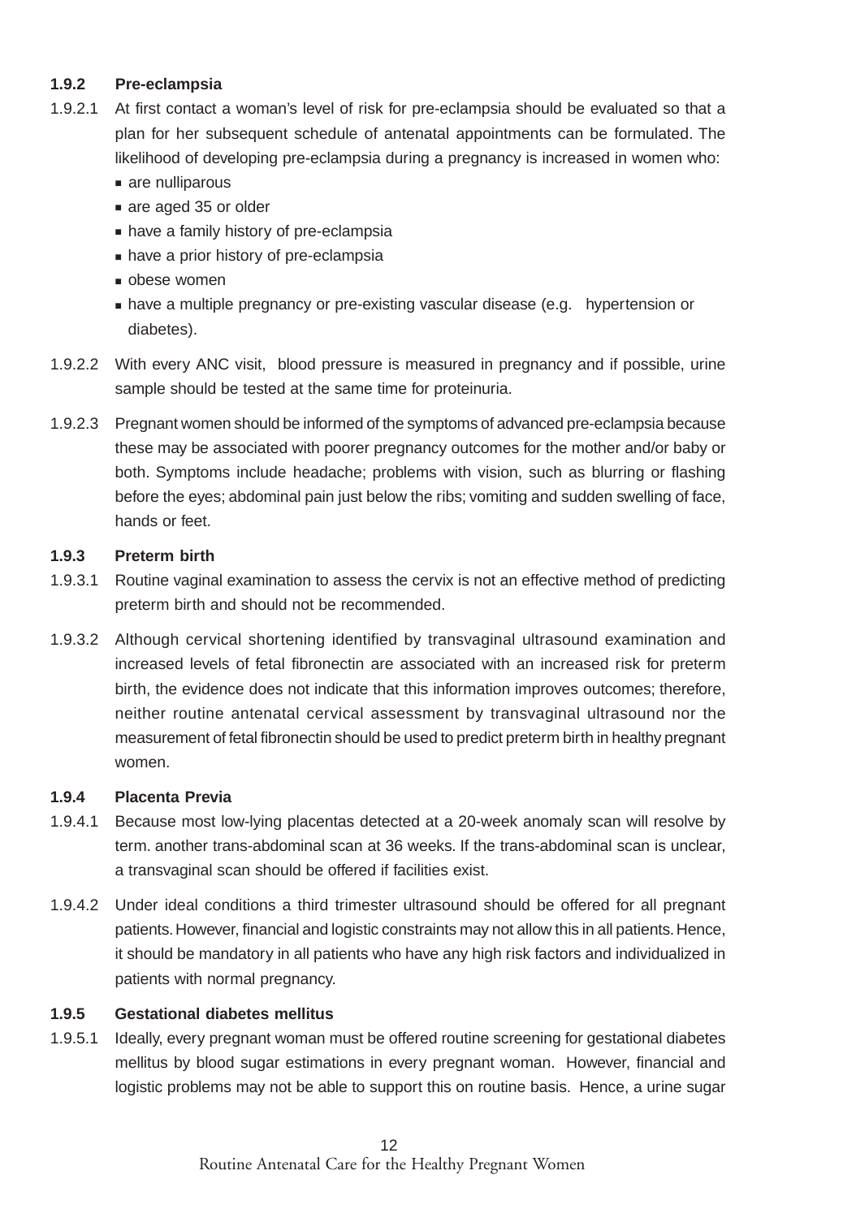### 1.9.2 Pre-eclampsia

1.9.2.1 At first contact a woman's level of risk for pre-eclampsia should be evaluated so that a plan for her subsequent schedule of antenatal appointments can be formulated. The likelihood of developing pre-eclampsia during a pregnancy is increased in women who:

- are nulliparous
- are aged 35 or older
- have a family history of pre-eclampsia
- have a prior history of pre-eclampsia
- obese women
- have a multiple pregnancy or pre-existing vascular disease (e.g. hypertension or diabetes).

1.9.2.2 With every ANC visit, blood pressure is measured in pregnancy and if possible, urine sample should be tested at the same time for proteinuria.

1.9.2.3 Pregnant women should be informed of the symptoms of advanced pre-eclampsia because these may be associated with poorer pregnancy outcomes for the mother and/or baby or both. Symptoms include headache; problems with vision, such as blurring or flashing before the eyes; abdominal pain just below the ribs; vomiting and sudden swelling of face, hands or feet.

### 1.9.3 Preterm birth

1.9.3.1 Routine vaginal examination to assess the cervix is not an effective method of predicting preterm birth and should not be recommended.

1.9.3.2 Although cervical shortening identified by transvaginal ultrasound examination and increased levels of fetal fibronectin are associated with an increased risk for preterm birth, the evidence does not indicate that this information improves outcomes; therefore, neither routine antenatal cervical assessment by transvaginal ultrasound nor the measurement of fetal fibronectin should be used to predict preterm birth in healthy pregnant women.

### 1.9.4 Placenta Previa

1.9.4.1 Because most low-lying placentas detected at a 20-week anomaly scan will resolve by term. another trans-abdominal scan at 36 weeks. If the trans-abdominal scan is unclear, a transvaginal scan should be offered if facilities exist.

1.9.4.2 Under ideal conditions a third trimester ultrasound should be offered for all pregnant patients. However, financial and logistic constraints may not allow this in all patients. Hence, it should be mandatory in all patients who have any high risk factors and individualized in patients with normal pregnancy.

### 1.9.5 Gestational diabetes mellitus

1.9.5.1 Ideally, every pregnant woman must be offered routine screening for gestational diabetes mellitus by blood sugar estimations in every pregnant woman. However, financial and logistic problems may not be able to support this on routine basis. Hence, a urine sugar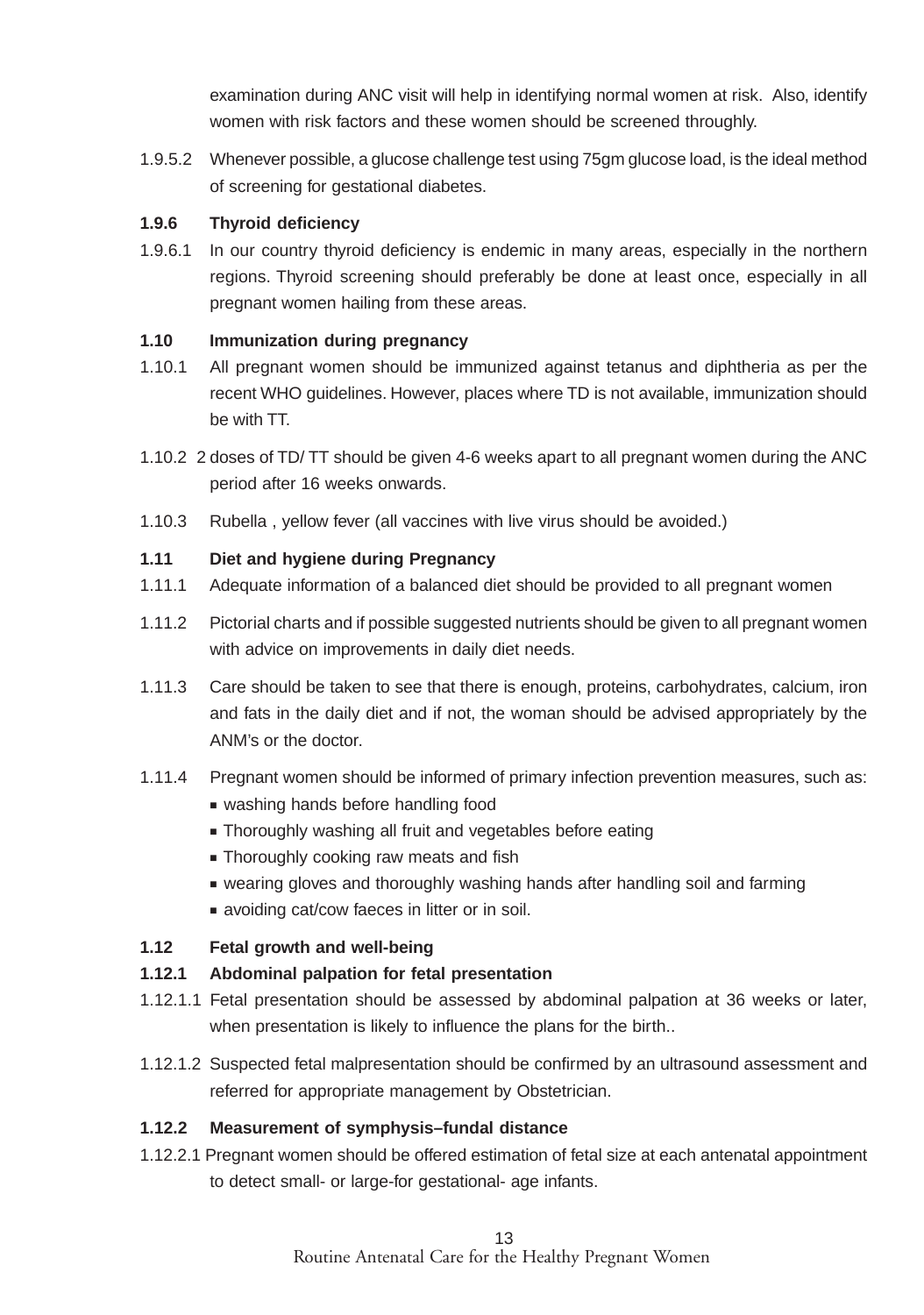examination during ANC visit will help in identifying normal women at risk. Also, identify women with risk factors and these women should be screened throughly.

1.9.5.2 Whenever possible, a glucose challenge test using 75gm glucose load, is the ideal method of screening for gestational diabetes.

**1.9.6 Thyroid deficiency**

1.9.6.1 In our country thyroid deficiency is endemic in many areas, especially in the northern regions. Thyroid screening should preferably be done at least once, especially in all pregnant women hailing from these areas.

**1.10 Immunization during pregnancy**

1.10.1 All pregnant women should be immunized against tetanus and diphtheria as per the recent WHO guidelines. However, places where TD is not available, immunization should be with TT.

1.10.2 2 doses of TD/ TT should be given 4-6 weeks apart to all pregnant women during the ANC period after 16 weeks onwards.

1.10.3 Rubella , yellow fever (all vaccines with live virus should be avoided.)

**1.11 Diet and hygiene during Pregnancy**

1.11.1 Adequate information of a balanced diet should be provided to all pregnant women

1.11.2 Pictorial charts and if possible suggested nutrients should be given to all pregnant women with advice on improvements in daily diet needs.

1.11.3 Care should be taken to see that there is enough, proteins, carbohydrates, calcium, iron and fats in the daily diet and if not, the woman should be advised appropriately by the ANM's or the doctor.

1.11.4 Pregnant women should be informed of primary infection prevention measures, such as:

- washing hands before handling food
- Thoroughly washing all fruit and vegetables before eating
- Thoroughly cooking raw meats and fish
- wearing gloves and thoroughly washing hands after handling soil and farming
- avoiding cat/cow faeces in litter or in soil.

**1.12 Fetal growth and well-being**

**1.12.1 Abdominal palpation for fetal presentation**

1.12.1.1 Fetal presentation should be assessed by abdominal palpation at 36 weeks or later, when presentation is likely to influence the plans for the birth..

1.12.1.2 Suspected fetal malpresentation should be confirmed by an ultrasound assessment and referred for appropriate management by Obstetrician.

**1.12.2 Measurement of symphysis–fundal distance**

1.12.2.1 Pregnant women should be offered estimation of fetal size at each antenatal appointment to detect small- or large-for gestational- age infants.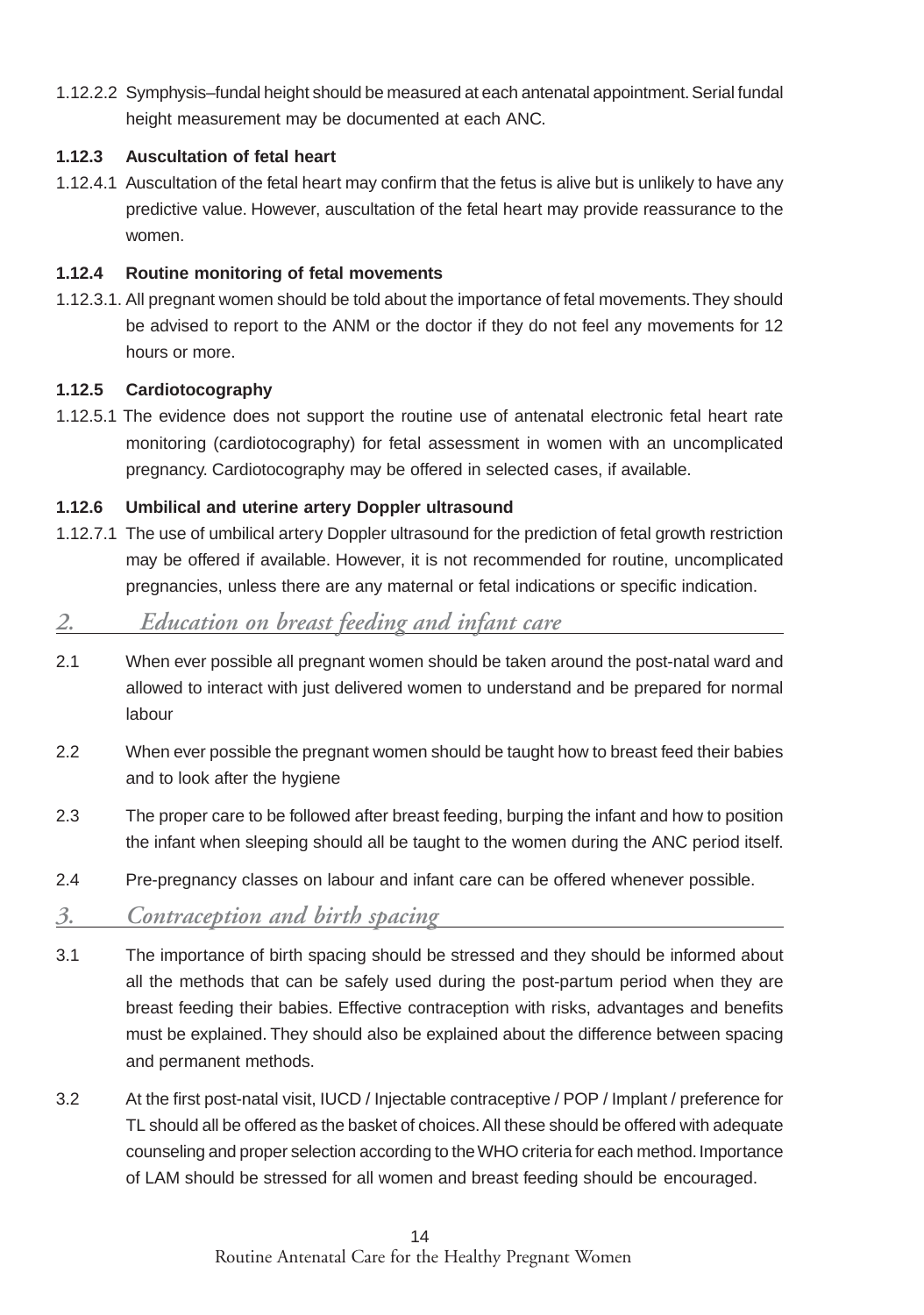1.12.2.2 Symphysis–fundal height should be measured at each antenatal appointment. Serial fundal height measurement may be documented at each ANC.

**1.12.3 Auscultation of fetal heart**

1.12.4.1 Auscultation of the fetal heart may confirm that the fetus is alive but is unlikely to have any predictive value. However, auscultation of the fetal heart may provide reassurance to the women.

**1.12.4 Routine monitoring of fetal movements**

1.12.3.1. All pregnant women should be told about the importance of fetal movements. They should be advised to report to the ANM or the doctor if they do not feel any movements for 12 hours or more.

**1.12.5 Cardiotocography**

1.12.5.1 The evidence does not support the routine use of antenatal electronic fetal heart rate monitoring (cardiotocography) for fetal assessment in women with an uncomplicated pregnancy. Cardiotocography may be offered in selected cases, if available.

**1.12.6 Umbilical and uterine artery Doppler ultrasound**

1.12.7.1 The use of umbilical artery Doppler ultrasound for the prediction of fetal growth restriction may be offered if available. However, it is not recommended for routine, uncomplicated pregnancies, unless there are any maternal or fetal indications or specific indication.

## *2. Education on breast feeding and infant care*

2.1 When ever possible all pregnant women should be taken around the post-natal ward and allowed to interact with just delivered women to understand and be prepared for normal labour

2.2 When ever possible the pregnant women should be taught how to breast feed their babies and to look after the hygiene

2.3 The proper care to be followed after breast feeding, burping the infant and how to position the infant when sleeping should all be taught to the women during the ANC period itself.

2.4 Pre-pregnancy classes on labour and infant care can be offered whenever possible.

## *3. Contraception and birth spacing*

3.1 The importance of birth spacing should be stressed and they should be informed about all the methods that can be safely used during the post-partum period when they are breast feeding their babies. Effective contraception with risks, advantages and benefits must be explained. They should also be explained about the difference between spacing and permanent methods.

3.2 At the first post-natal visit, IUCD / Injectable contraceptive / POP / Implant / preference for TL should all be offered as the basket of choices. All these should be offered with adequate counseling and proper selection according to the WHO criteria for each method. Importance of LAM should be stressed for all women and breast feeding should be encouraged.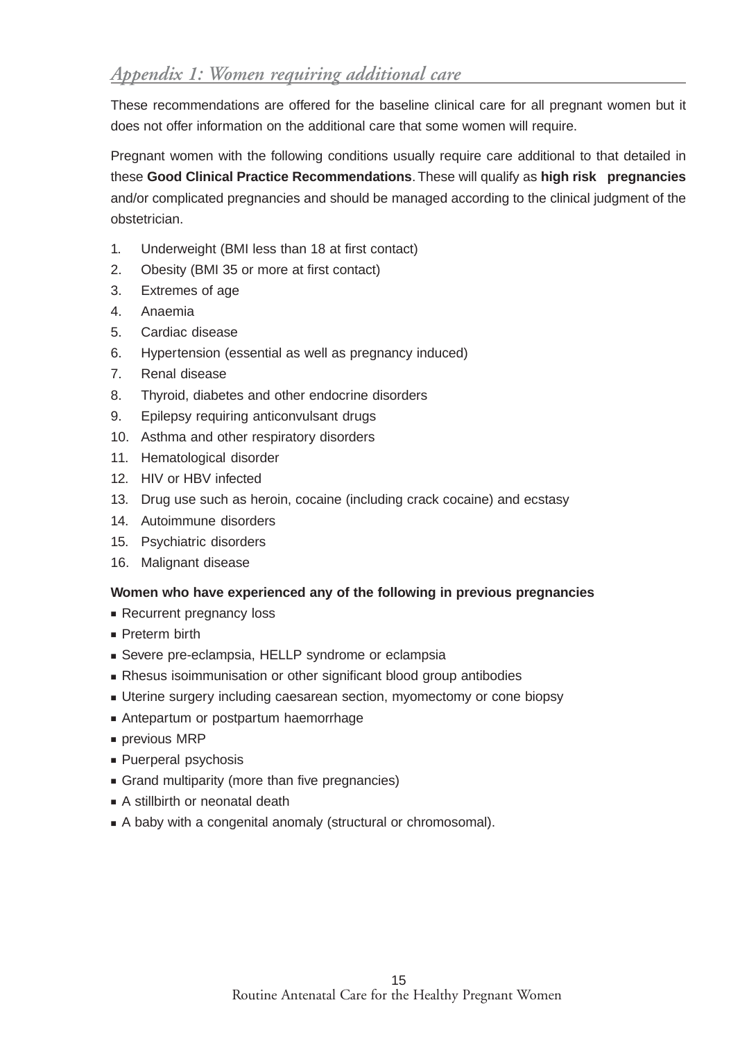## *Appendix 1: Women requiring additional care*

These recommendations are offered for the baseline clinical care for all pregnant women but it does not offer information on the additional care that some women will require.

Pregnant women with the following conditions usually require care additional to that detailed in these **Good Clinical Practice Recommendations**. These will qualify as **high risk pregnancies** and/or complicated pregnancies and should be managed according to the clinical judgment of the obstetrician.

1. Underweight (BMI less than 18 at first contact)
2. Obesity (BMI 35 or more at first contact)
3. Extremes of age
4. Anaemia
5. Cardiac disease
6. Hypertension (essential as well as pregnancy induced)
7. Renal disease
8. Thyroid, diabetes and other endocrine disorders
9. Epilepsy requiring anticonvulsant drugs
10. Asthma and other respiratory disorders
11. Hematological disorder
12. HIV or HBV infected
13. Drug use such as heroin, cocaine (including crack cocaine) and ecstasy
14. Autoimmune disorders
15. Psychiatric disorders
16. Malignant disease

**Women who have experienced any of the following in previous pregnancies**

- Recurrent pregnancy loss
- Preterm birth
- Severe pre-eclampsia, HELLP syndrome or eclampsia
- Rhesus isoimmunisation or other significant blood group antibodies
- Uterine surgery including caesarean section, myomectomy or cone biopsy
- Antepartum or postpartum haemorrhage
- previous MRP
- Puerperal psychosis
- Grand multiparity (more than five pregnancies)
- A stillbirth or neonatal death
- A baby with a congenital anomaly (structural or chromosomal).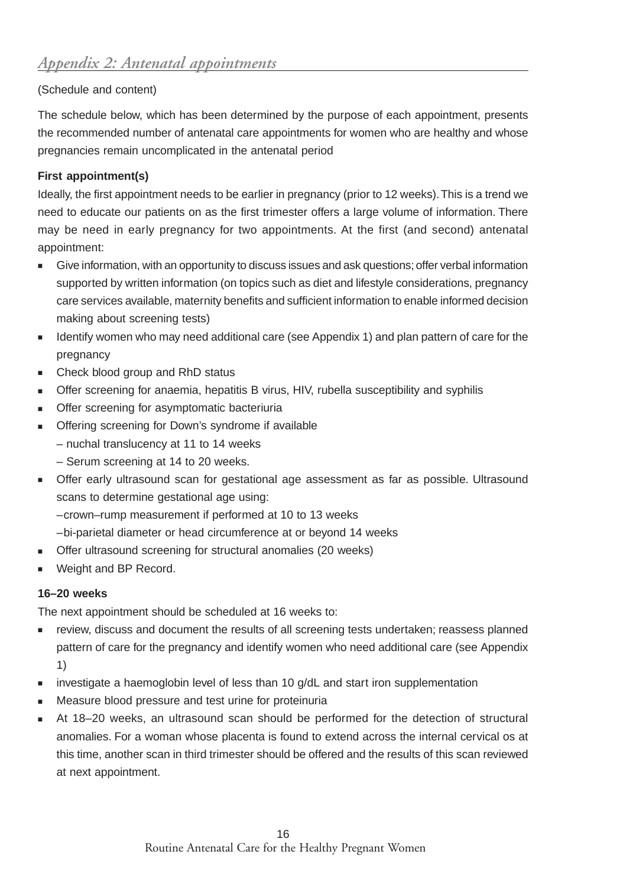## *Appendix 2: Antenatal appointments*

(Schedule and content)

The schedule below, which has been determined by the purpose of each appointment, presents the recommended number of antenatal care appointments for women who are healthy and whose pregnancies remain uncomplicated in the antenatal period

**First appointment(s)**

Ideally, the first appointment needs to be earlier in pregnancy (prior to 12 weeks). This is a trend we need to educate our patients on as the first trimester offers a large volume of information. There may be need in early pregnancy for two appointments. At the first (and second) antenatal appointment:

- Give information, with an opportunity to discuss issues and ask questions; offer verbal information supported by written information (on topics such as diet and lifestyle considerations, pregnancy care services available, maternity benefits and sufficient information to enable informed decision making about screening tests)
- Identify women who may need additional care (see Appendix 1) and plan pattern of care for the pregnancy
- Check blood group and RhD status
- Offer screening for anaemia, hepatitis B virus, HIV, rubella susceptibility and syphilis
- Offer screening for asymptomatic bacteriuria
- Offering screening for Down's syndrome if available
  – nuchal translucency at 11 to 14 weeks
  – Serum screening at 14 to 20 weeks.
- Offer early ultrasound scan for gestational age assessment as far as possible. Ultrasound scans to determine gestational age using:
  – crown–rump measurement if performed at 10 to 13 weeks
  – bi-parietal diameter or head circumference at or beyond 14 weeks
- Offer ultrasound screening for structural anomalies (20 weeks)
- Weight and BP Record.

**16–20 weeks**

The next appointment should be scheduled at 16 weeks to:

- review, discuss and document the results of all screening tests undertaken; reassess planned pattern of care for the pregnancy and identify women who need additional care (see Appendix 1)
- investigate a haemoglobin level of less than 10 g/dL and start iron supplementation
- Measure blood pressure and test urine for proteinuria
- At 18–20 weeks, an ultrasound scan should be performed for the detection of structural anomalies. For a woman whose placenta is found to extend across the internal cervical os at this time, another scan in third trimester should be offered and the results of this scan reviewed at next appointment.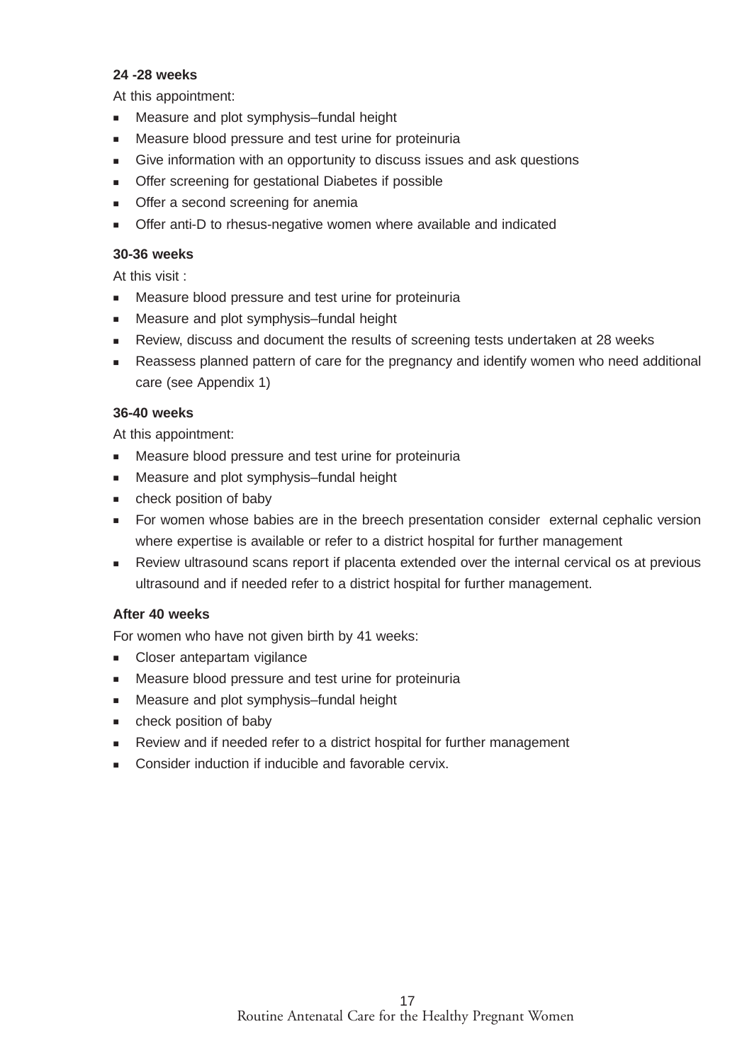**24 -28 weeks**

At this appointment:

- Measure and plot symphysis–fundal height
- Measure blood pressure and test urine for proteinuria
- Give information with an opportunity to discuss issues and ask questions
- Offer screening for gestational Diabetes if possible
- Offer a second screening for anemia
- Offer anti-D to rhesus-negative women where available and indicated

**30-36 weeks**

At this visit :

- Measure blood pressure and test urine for proteinuria
- Measure and plot symphysis–fundal height
- Review, discuss and document the results of screening tests undertaken at 28 weeks
- Reassess planned pattern of care for the pregnancy and identify women who need additional care (see Appendix 1)

**36-40 weeks**

At this appointment:

- Measure blood pressure and test urine for proteinuria
- Measure and plot symphysis–fundal height
- check position of baby
- For women whose babies are in the breech presentation consider external cephalic version where expertise is available or refer to a district hospital for further management
- Review ultrasound scans report if placenta extended over the internal cervical os at previous ultrasound and if needed refer to a district hospital for further management.

**After 40 weeks**

For women who have not given birth by 41 weeks:

- Closer antepartam vigilance
- Measure blood pressure and test urine for proteinuria
- Measure and plot symphysis–fundal height
- check position of baby
- Review and if needed refer to a district hospital for further management
- Consider induction if inducible and favorable cervix.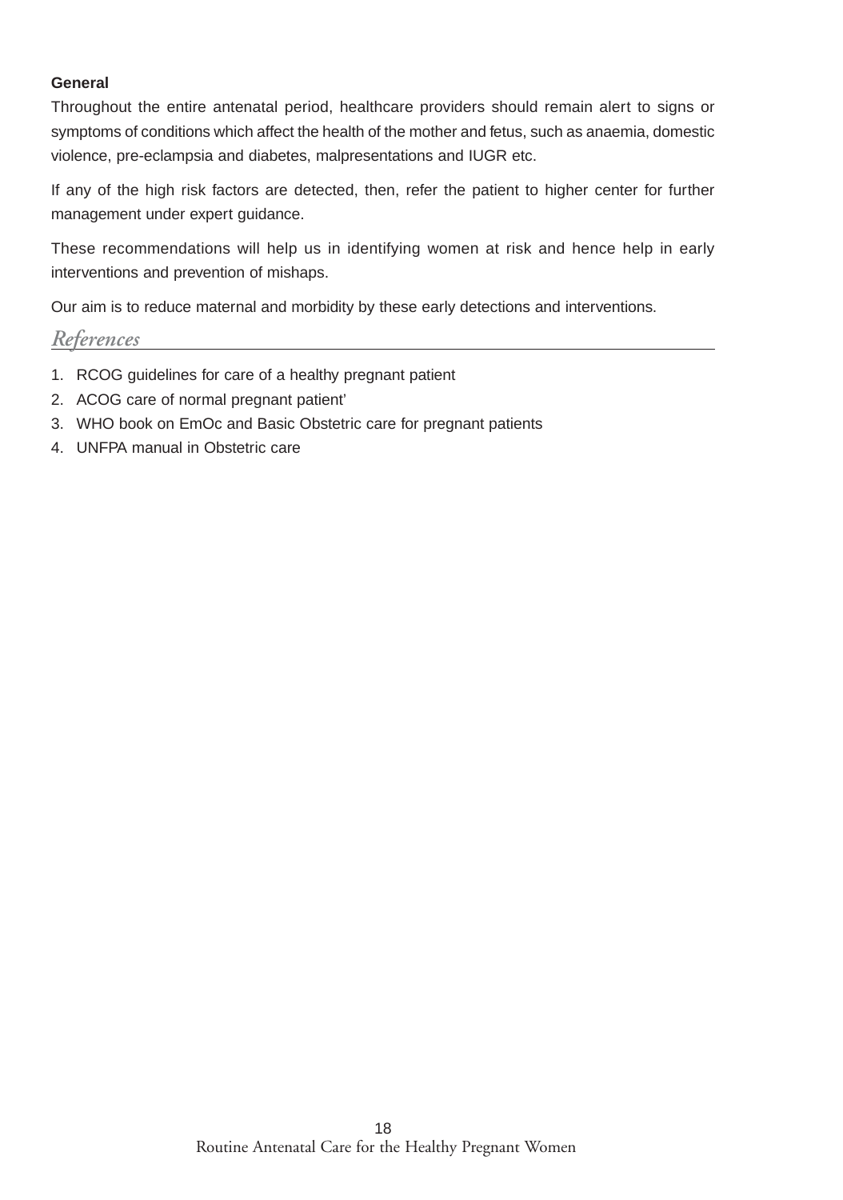**General**

Throughout the entire antenatal period, healthcare providers should remain alert to signs or symptoms of conditions which affect the health of the mother and fetus, such as anaemia, domestic violence, pre-eclampsia and diabetes, malpresentations and IUGR etc.

If any of the high risk factors are detected, then, refer the patient to higher center for further management under expert guidance.

These recommendations will help us in identifying women at risk and hence help in early interventions and prevention of mishaps.

Our aim is to reduce maternal and morbidity by these early detections and interventions.

## *References*

1. RCOG guidelines for care of a healthy pregnant patient
2. ACOG care of normal pregnant patient'
3. WHO book on EmOc and Basic Obstetric care for pregnant patients
4. UNFPA manual in Obstetric care